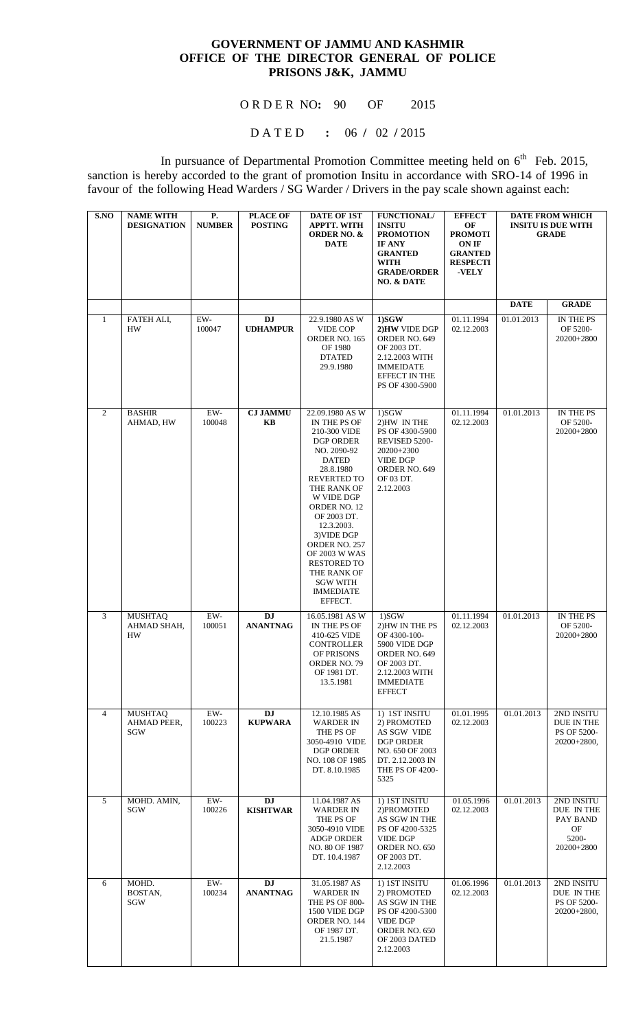**GOVERNMENT OF JAMMU AND KASHMIR**
**OFFICE OF THE DIRECTOR GENERAL OF POLICE**
**PRISONS J&K, JAMMU**

O R D E R NO**:** 90 OF 2015

D A T E D **:** 06 **/** 02 **/** 2015

In pursuance of Departmental Promotion Committee meeting held on 6th Feb. 2015, sanction is hereby accorded to the grant of promotion Insitu in accordance with SRO-14 of 1996 in favour of the following Head Warders / SG Warder / Drivers in the pay scale shown against each:

| S.NO | NAME WITH DESIGNATION | P. NUMBER | PLACE OF POSTING | DATE OF 1ST APPTT. WITH ORDER NO. & DATE | FUNCTIONAL/ INSITU PROMOTION IF ANY GRANTED WITH GRADE/ORDER NO. & DATE | EFFECT OF PROMOTI ON IF GRANTED RESPECTI -VELY | DATE FROM WHICH INSITU IS DUE WITH GRADE | |
|---|---|---|---|---|---|---|---|---|
| | | | | | | | DATE | GRADE |
| 1 | FATEH ALI, HW | EW-100047 | **DJ UDHAMPUR** | 22.9.1980 AS W VIDE COP ORDER NO. 165 OF 1980 DTATED 29.9.1980 | **1)SGW 2)HW** VIDE DGP ORDER NO. 649 OF 2003 DT. 2.12.2003 WITH IMMEIDATE EFFECT IN THE PS OF 4300-5900 | 01.11.1994 02.12.2003 | 01.01.2013 | IN THE PS OF 5200-20200+2800 |
| 2 | BASHIR AHMAD, HW | EW-100048 | **CJ JAMMU KB** | 22.09.1980 AS W IN THE PS OF 210-300 VIDE DGP ORDER NO. 2090-92 DATED 28.8.1980 REVERTED TO THE RANK OF W VIDE DGP ORDER NO. 12 OF 2003 DT. 12.3.2003. 3)VIDE DGP ORDER NO. 257 OF 2003 W WAS RESTORED TO THE RANK OF SGW WITH IMMEDIATE EFFECT. | 1)SGW 2)HW IN THE PS OF 4300-5900 REVISED 5200-20200+2300 VIDE DGP ORDER NO. 649 OF 03 DT. 2.12.2003 | 01.11.1994 02.12.2003 | 01.01.2013 | IN THE PS OF 5200-20200+2800 |
| 3 | MUSHTAQ AHMAD SHAH, HW | EW-100051 | **DJ ANANTNAG** | 16.05.1981 AS W IN THE PS OF 410-625 VIDE CONTROLLER OF PRISONS ORDER NO. 79 OF 1981 DT. 13.5.1981 | 1)SGW 2)HW IN THE PS OF 4300-100-5900 VIDE DGP ORDER NO. 649 OF 2003 DT. 2.12.2003 WITH IMMEDIATE EFFECT | 01.11.1994 02.12.2003 | 01.01.2013 | IN THE PS OF 5200-20200+2800 |
| 4 | MUSHTAQ AHMAD PEER, SGW | EW-100223 | **DJ KUPWARA** | 12.10.1985 AS WARDER IN THE PS OF 3050-4910 VIDE DGP ORDER NO. 108 OF 1985 DT. 8.10.1985 | 1) 1ST INSITU 2) PROMOTED AS SGW VIDE DGP ORDER NO. 650 OF 2003 DT. 2.12.2003 IN THE PS OF 4200-5325 | 01.01.1995 02.12.2003 | 01.01.2013 | 2ND INSITU DUE IN THE PS OF 5200-20200+2800, |
| 5 | MOHD. AMIN, SGW | EW-100226 | **DJ KISHTWAR** | 11.04.1987 AS WARDER IN THE PS OF 3050-4910 VIDE ADGP ORDER NO. 80 OF 1987 DT. 10.4.1987 | 1) 1ST INSITU 2)PROMOTED AS SGW IN THE PS OF 4200-5325 VIDE DGP ORDER NO. 650 OF 2003 DT. 2.12.2003 | 01.05.1996 02.12.2003 | 01.01.2013 | 2ND INSITU DUE IN THE PAY BAND OF 5200-20200+2800 |
| 6 | MOHD. BOSTAN, SGW | EW-100234 | **DJ ANANTNAG** | 31.05.1987 AS WARDER IN THE PS OF 800-1500 VIDE DGP ORDER NO. 144 OF 1987 DT. 21.5.1987 | 1) 1ST INSITU 2) PROMOTED AS SGW IN THE PS OF 4200-5300 VIDE DGP ORDER NO. 650 OF 2003 DATED 2.12.2003 | 01.06.1996 02.12.2003 | 01.01.2013 | 2ND INSITU DUE IN THE PS OF 5200-20200+2800, |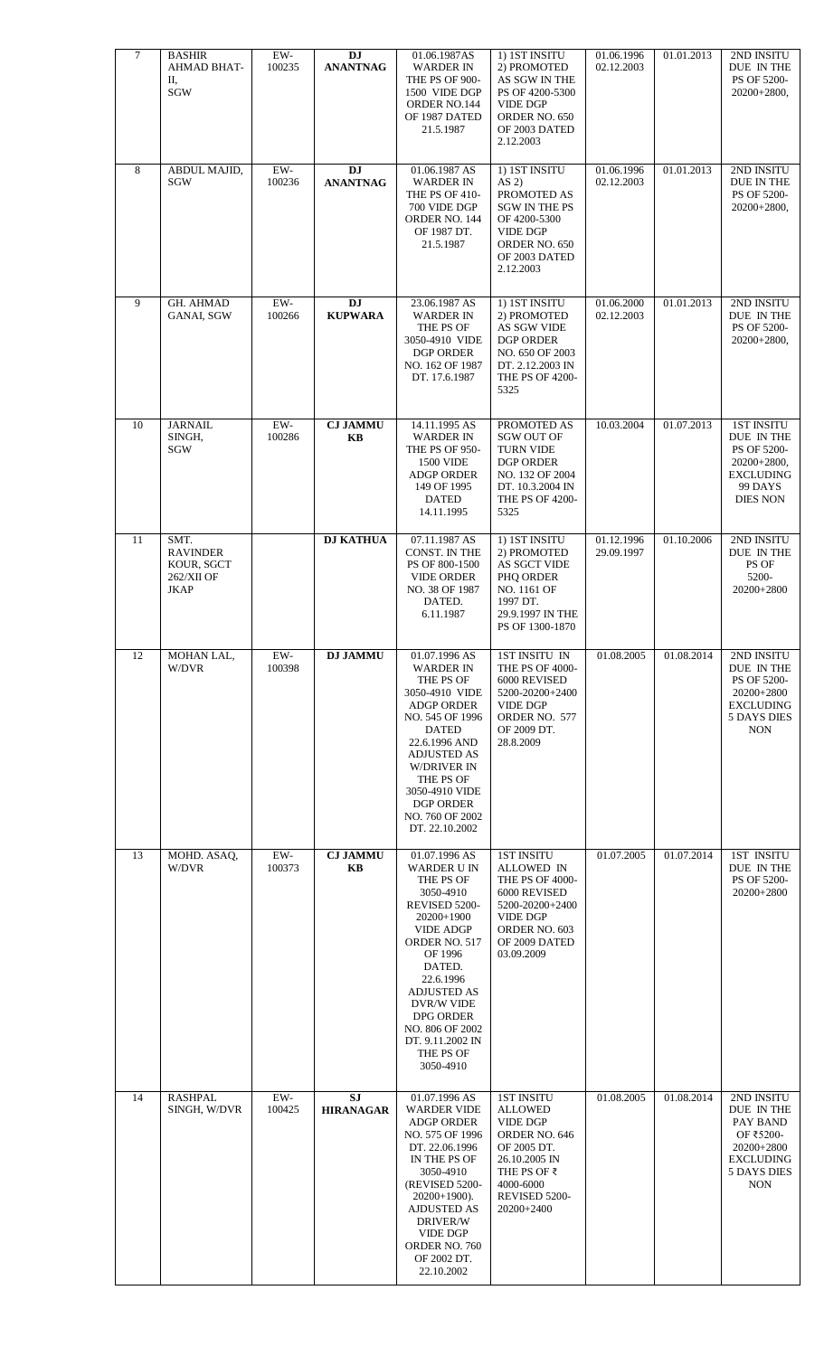| 7 | BASHIR AHMAD BHAT-II, SGW | EW-100235 | **DJ ANANTNAG** | 01.06.1987AS WARDER IN THE PS OF 900-1500 VIDE DGP ORDER NO.144 OF 1987 DATED 21.5.1987 | 1) 1ST INSITU 2) PROMOTED AS SGW IN THE PS OF 4200-5300 VIDE DGP ORDER NO. 650 OF 2003 DATED 2.12.2003 | 01.06.1996 02.12.2003 | 01.01.2013 | 2ND INSITU DUE IN THE PS OF 5200-20200+2800, |
|---|---|---|---|---|---|---|---|---|
| 8 | ABDUL MAJID, SGW | EW-100236 | **DJ ANANTNAG** | 01.06.1987 AS WARDER IN THE PS OF 410-700 VIDE DGP ORDER NO. 144 OF 1987 DT. 21.5.1987 | 1) 1ST INSITU AS 2) PROMOTED AS SGW IN THE PS OF 4200-5300 VIDE DGP ORDER NO. 650 OF 2003 DATED 2.12.2003 | 01.06.1996 02.12.2003 | 01.01.2013 | 2ND INSITU DUE IN THE PS OF 5200-20200+2800, |
| 9 | GH. AHMAD GANAI, SGW | EW-100266 | **DJ KUPWARA** | 23.06.1987 AS WARDER IN THE PS OF 3050-4910 VIDE DGP ORDER NO. 162 OF 1987 DT. 17.6.1987 | 1) 1ST INSITU 2) PROMOTED AS SGW VIDE DGP ORDER NO. 650 OF 2003 DT. 2.12.2003 IN THE PS OF 4200-5325 | 01.06.2000 02.12.2003 | 01.01.2013 | 2ND INSITU DUE IN THE PS OF 5200-20200+2800, |
| 10 | JARNAIL SINGH, SGW | EW-100286 | **CJ JAMMU KB** | 14.11.1995 AS WARDER IN THE PS OF 950-1500 VIDE ADGP ORDER 149 OF 1995 DATED 14.11.1995 | PROMOTED AS SGW OUT OF TURN VIDE DGP ORDER NO. 132 OF 2004 DT. 10.3.2004 IN THE PS OF 4200-5325 | 10.03.2004 | 01.07.2013 | 1ST INSITU DUE IN THE PS OF 5200-20200+2800, EXCLUDING 99 DAYS DIES NON |
| 11 | SMT. RAVINDER KOUR, SGCT 262/XII OF JKAP | | **DJ KATHUA** | 07.11.1987 AS CONST. IN THE PS OF 800-1500 VIDE ORDER NO. 38 OF 1987 DATED. 6.11.1987 | 1) 1ST INSITU 2) PROMOTED AS SGCT VIDE PHQ ORDER NO. 1161 OF 1997 DT. 29.9.1997 IN THE PS OF 1300-1870 | 01.12.1996 29.09.1997 | 01.10.2006 | 2ND INSITU DUE IN THE PS OF 5200-20200+2800 |
| 12 | MOHAN LAL, W/DVR | EW-100398 | **DJ JAMMU** | 01.07.1996 AS WARDER IN THE PS OF 3050-4910 VIDE ADGP ORDER NO. 545 OF 1996 DATED 22.6.1996 AND ADJUSTED AS W/DRIVER IN THE PS OF 3050-4910 VIDE DGP ORDER NO. 760 OF 2002 DT. 22.10.2002 | 1ST INSITU IN THE PS OF 4000-6000 REVISED 5200-20200+2400 VIDE DGP ORDER NO. 577 OF 2009 DT. 28.8.2009 | 01.08.2005 | 01.08.2014 | 2ND INSITU DUE IN THE PS OF 5200-20200+2800 EXCLUDING 5 DAYS DIES NON |
| 13 | MOHD. ASAQ, W/DVR | EW-100373 | **CJ JAMMU KB** | 01.07.1996 AS WARDER U IN THE PS OF 3050-4910 REVISED 5200-20200+1900 VIDE ADGP ORDER NO. 517 OF 1996 DATED. 22.6.1996 ADJUSTED AS DVR/W VIDE DPG ORDER NO. 806 OF 2002 DT. 9.11.2002 IN THE PS OF 3050-4910 | 1ST INSITU ALLOWED IN THE PS OF 4000-6000 REVISED 5200-20200+2400 VIDE DGP ORDER NO. 603 OF 2009 DATED 03.09.2009 | 01.07.2005 | 01.07.2014 | 1ST INSITU DUE IN THE PS OF 5200-20200+2800 |
| 14 | RASHPAL SINGH, W/DVR | EW-100425 | **SJ HIRANAGAR** | 01.07.1996 AS WARDER VIDE ADGP ORDER NO. 575 OF 1996 DT. 22.06.1996 IN THE PS OF 3050-4910 (REVISED 5200-20200+1900). AJDUSTED AS DRIVER/W VIDE DGP ORDER NO. 760 OF 2002 DT. 22.10.2002 | 1ST INSITU ALLOWED VIDE DGP ORDER NO. 646 OF 2005 DT. 26.10.2005 IN THE PS OF ₹ 4000-6000 REVISED 5200-20200+2400 | 01.08.2005 | 01.08.2014 | 2ND INSITU DUE IN THE PAY BAND OF ₹5200-20200+2800 EXCLUDING 5 DAYS DIES NON |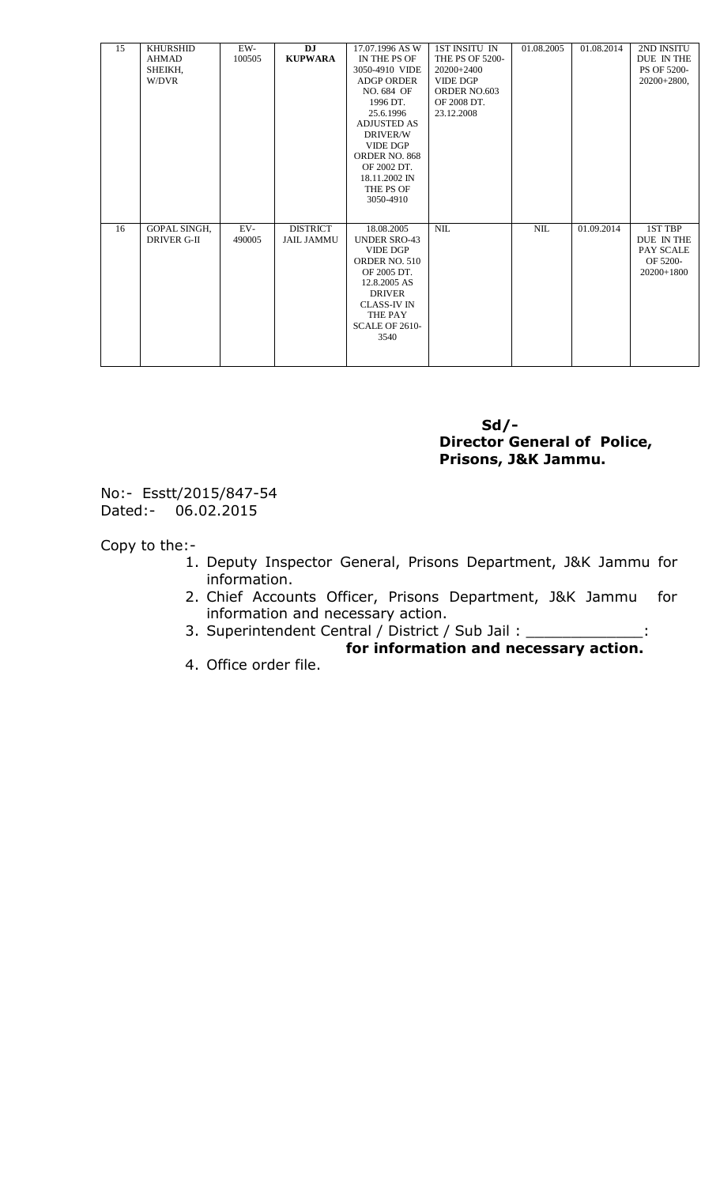| | | | | | | | | |
|---|---|---|---|---|---|---|---|---|
| 15 | KHURSHID AHMAD SHEIKH, W/DVR | EW-100505 | **DJ KUPWARA** | 17.07.1996 AS W IN THE PS OF 3050-4910 VIDE ADGP ORDER NO. 684 OF 1996 DT. 25.6.1996 ADJUSTED AS DRIVER/W VIDE DGP ORDER NO. 868 OF 2002 DT. 18.11.2002 IN THE PS OF 3050-4910 | 1ST INSITU IN THE PS OF 5200-20200+2400 VIDE DGP ORDER NO.603 OF 2008 DT. 23.12.2008 | 01.08.2005 | 01.08.2014 | 2ND INSITU DUE IN THE PS OF 5200-20200+2800, |
| 16 | GOPAL SINGH, DRIVER G-II | EV-490005 | DISTRICT JAIL JAMMU | 18.08.2005 UNDER SRO-43 VIDE DGP ORDER NO. 510 OF 2005 DT. 12.8.2005 AS DRIVER CLASS-IV IN THE PAY SCALE OF 2610-3540 | NIL | NIL | 01.09.2014 | 1ST TBP DUE IN THE PAY SCALE OF 5200-20200+1800 |

**Sd/-**
**Director General of Police,**
**Prisons, J&K Jammu.**

No:- Esstt/2015/847-54
Dated:- 06.02.2015

Copy to the:-

1. Deputy Inspector General, Prisons Department, J&K Jammu for information.
2. Chief Accounts Officer, Prisons Department, J&K Jammu for information and necessary action.
3. Superintendent Central / District / Sub Jail : ____________:
   **for information and necessary action.**
4. Office order file.